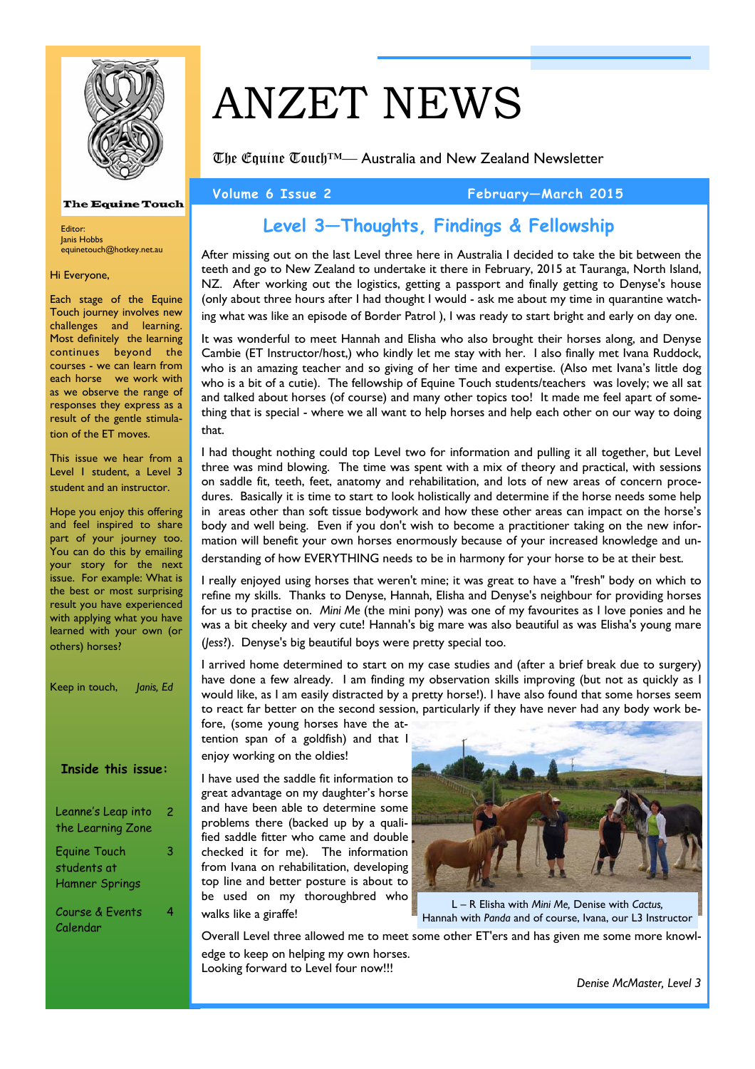# ANZET NEWS

The Equine Touch™— Australia and New Zealand Newsletter

**Volume 6 Issue 2** **February—March 2015**

The Equine Touch

Editor:
Janis Hobbs
equinetouch@hotkey.net.au

Hi Everyone,

Each stage of the Equine Touch journey involves new challenges and learning. Most definitely the learning continues beyond the courses - we can learn from each horse we work with as we observe the range of responses they express as a result of the gentle stimulation of the ET moves.

This issue we hear from a Level I student, a Level 3 student and an instructor.

Hope you enjoy this offering and feel inspired to share part of your journey too. You can do this by emailing your story for the next issue. For example: What is the best or most surprising result you have experienced with applying what you have learned with your own (or others) horses?

Keep in touch, *Janis, Ed*

**Inside this issue:**

| | |
|---|---|
| Leanne's Leap into the Learning Zone | 2 |
| Equine Touch students at Hamner Springs | 3 |
| Course & Events Calendar | 4 |

## Level 3—Thoughts, Findings & Fellowship

After missing out on the last Level three here in Australia I decided to take the bit between the teeth and go to New Zealand to undertake it there in February, 2015 at Tauranga, North Island, NZ. After working out the logistics, getting a passport and finally getting to Denyse's house (only about three hours after I had thought I would - ask me about my time in quarantine watching what was like an episode of Border Patrol ), I was ready to start bright and early on day one.

It was wonderful to meet Hannah and Elisha who also brought their horses along, and Denyse Cambie (ET Instructor/host,) who kindly let me stay with her. I also finally met Ivana Ruddock, who is an amazing teacher and so giving of her time and expertise. (Also met Ivana's little dog who is a bit of a cutie). The fellowship of Equine Touch students/teachers was lovely; we all sat and talked about horses (of course) and many other topics too! It made me feel apart of something that is special - where we all want to help horses and help each other on our way to doing that.

I had thought nothing could top Level two for information and pulling it all together, but Level three was mind blowing. The time was spent with a mix of theory and practical, with sessions on saddle fit, teeth, feet, anatomy and rehabilitation, and lots of new areas of concern procedures. Basically it is time to start to look holistically and determine if the horse needs some help in areas other than soft tissue bodywork and how these other areas can impact on the horse's body and well being. Even if you don't wish to become a practitioner taking on the new information will benefit your own horses enormously because of your increased knowledge and understanding of how EVERYTHING needs to be in harmony for your horse to be at their best.

I really enjoyed using horses that weren't mine; it was great to have a "fresh" body on which to refine my skills. Thanks to Denyse, Hannah, Elisha and Denyse's neighbour for providing horses for us to practise on. *Mini Me* (the mini pony) was one of my favourites as I love ponies and he was a bit cheeky and very cute! Hannah's big mare was also beautiful as was Elisha's young mare (*Jess*?). Denyse's big beautiful boys were pretty special too.

I arrived home determined to start on my case studies and (after a brief break due to surgery) have done a few already. I am finding my observation skills improving (but not as quickly as I would like, as I am easily distracted by a pretty horse!). I have also found that some horses seem to react far better on the second session, particularly if they have never had any body work before, (some young horses have the attention span of a goldfish) and that I enjoy working on the oldies!

I have used the saddle fit information to great advantage on my daughter's horse and have been able to determine some problems there (backed up by a qualified saddle fitter who came and double checked it for me). The information from Ivana on rehabilitation, developing top line and better posture is about to be used on my thoroughbred who walks like a giraffe!

L – R Elisha with *Mini Me,* Denise with *Cactus,* Hannah with *Panda* and of course, Ivana, our L3 Instructor

Overall Level three allowed me to meet some other ET'ers and has given me some more knowledge to keep on helping my own horses.
Looking forward to Level four now!!!

*Denise McMaster, Level 3*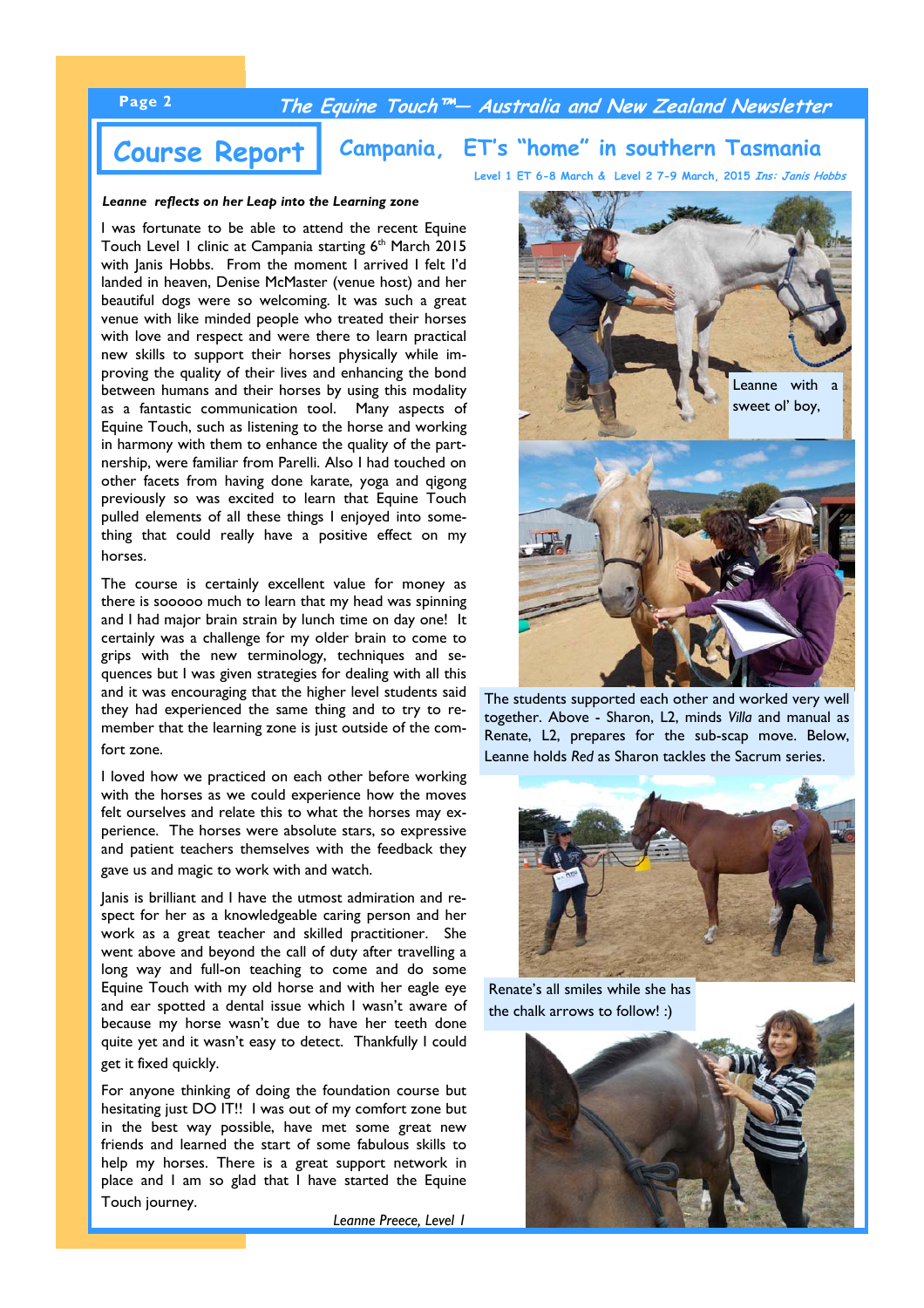# Course Report

## Campania, ET's "home" in southern Tasmania

Level 1 ET 6-8 March & Level 2 7-9 March, 2015 *Ins: Janis Hobbs*

***Leanne reflects on her Leap into the Learning zone***

I was fortunate to be able to attend the recent Equine Touch Level I clinic at Campania starting 6th March 2015 with Janis Hobbs. From the moment I arrived I felt I'd landed in heaven, Denise McMaster (venue host) and her beautiful dogs were so welcoming. It was such a great venue with like minded people who treated their horses with love and respect and were there to learn practical new skills to support their horses physically while improving the quality of their lives and enhancing the bond between humans and their horses by using this modality as a fantastic communication tool. Many aspects of Equine Touch, such as listening to the horse and working in harmony with them to enhance the quality of the partnership, were familiar from Parelli. Also I had touched on other facets from having done karate, yoga and qigong previously so was excited to learn that Equine Touch pulled elements of all these things I enjoyed into something that could really have a positive effect on my horses.

The course is certainly excellent value for money as there is sooooo much to learn that my head was spinning and I had major brain strain by lunch time on day one! It certainly was a challenge for my older brain to come to grips with the new terminology, techniques and sequences but I was given strategies for dealing with all this and it was encouraging that the higher level students said they had experienced the same thing and to try to remember that the learning zone is just outside of the comfort zone.

I loved how we practiced on each other before working with the horses as we could experience how the moves felt ourselves and relate this to what the horses may experience. The horses were absolute stars, so expressive and patient teachers themselves with the feedback they gave us and magic to work with and watch.

Janis is brilliant and I have the utmost admiration and respect for her as a knowledgeable caring person and her work as a great teacher and skilled practitioner. She went above and beyond the call of duty after travelling a long way and full-on teaching to come and do some Equine Touch with my old horse and with her eagle eye and ear spotted a dental issue which I wasn't aware of because my horse wasn't due to have her teeth done quite yet and it wasn't easy to detect. Thankfully I could get it fixed quickly.

For anyone thinking of doing the foundation course but hesitating just DO IT!! I was out of my comfort zone but in the best way possible, have met some great new friends and learned the start of some fabulous skills to help my horses. There is a great support network in place and I am so glad that I have started the Equine Touch journey.

*Leanne Preece, Level I*

Leanne with a sweet ol' boy,

The students supported each other and worked very well together. Above - Sharon, L2, minds *Villa* and manual as Renate, L2, prepares for the sub-scap move. Below, Leanne holds *Red* as Sharon tackles the Sacrum series.

Renate's all smiles while she has the chalk arrows to follow! :)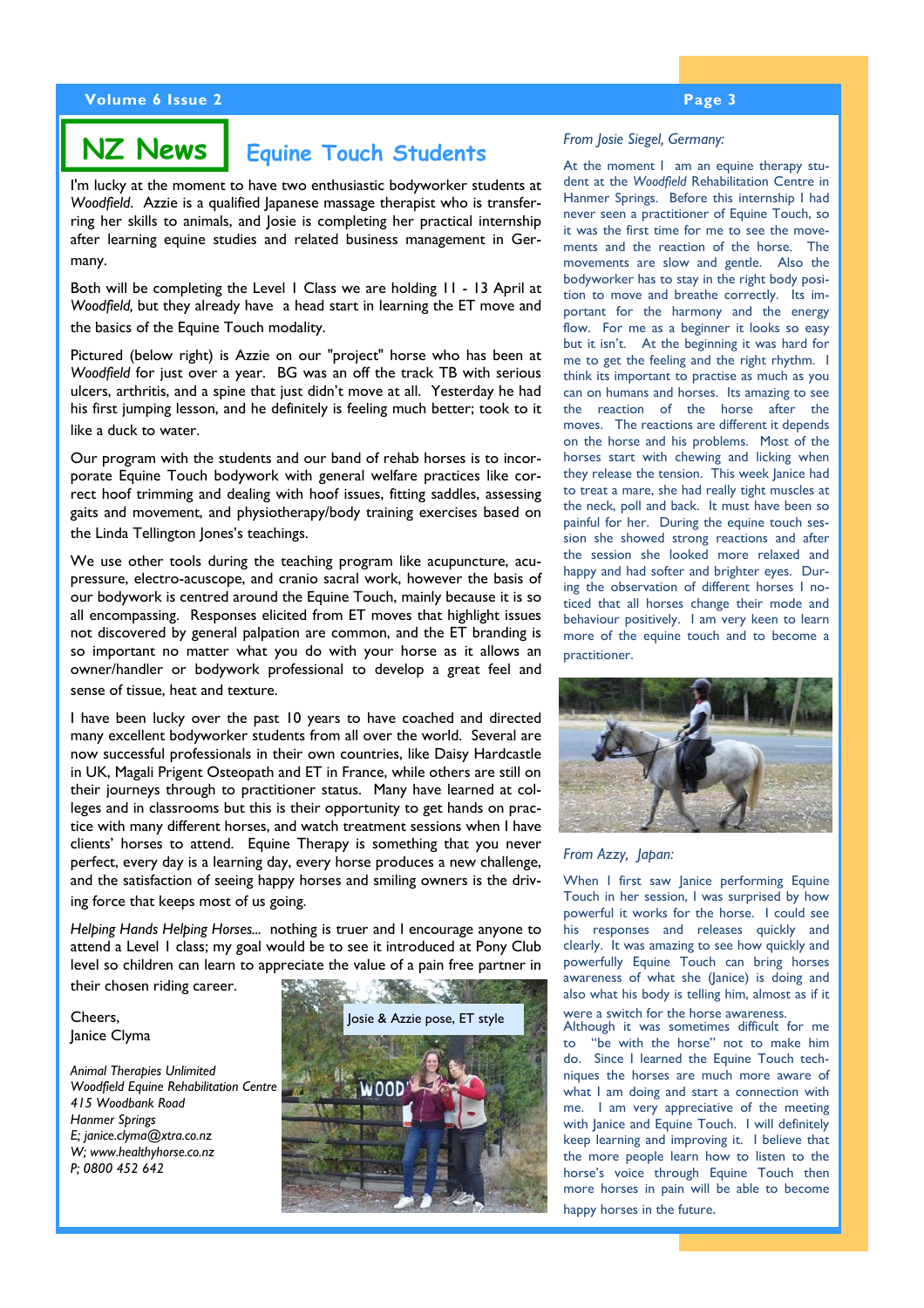## NZ News

## Equine Touch Students

I'm lucky at the moment to have two enthusiastic bodyworker students at *Woodfield*. Azzie is a qualified Japanese massage therapist who is transferring her skills to animals, and Josie is completing her practical internship after learning equine studies and related business management in Germany.

Both will be completing the Level 1 Class we are holding 11 - 13 April at *Woodfield,* but they already have a head start in learning the ET move and the basics of the Equine Touch modality.

Pictured (below right) is Azzie on our "project" horse who has been at *Woodfield* for just over a year. BG was an off the track TB with serious ulcers, arthritis, and a spine that just didn't move at all. Yesterday he had his first jumping lesson, and he definitely is feeling much better; took to it like a duck to water.

Our program with the students and our band of rehab horses is to incorporate Equine Touch bodywork with general welfare practices like correct hoof trimming and dealing with hoof issues, fitting saddles, assessing gaits and movement, and physiotherapy/body training exercises based on the Linda Tellington Jones's teachings.

We use other tools during the teaching program like acupuncture, acupressure, electro-acuscope, and cranio sacral work, however the basis of our bodywork is centred around the Equine Touch, mainly because it is so all encompassing. Responses elicited from ET moves that highlight issues not discovered by general palpation are common, and the ET branding is so important no matter what you do with your horse as it allows an owner/handler or bodywork professional to develop a great feel and sense of tissue, heat and texture.

I have been lucky over the past 10 years to have coached and directed many excellent bodyworker students from all over the world. Several are now successful professionals in their own countries, like Daisy Hardcastle in UK, Magali Prigent Osteopath and ET in France, while others are still on their journeys through to practitioner status. Many have learned at colleges and in classrooms but this is their opportunity to get hands on practice with many different horses, and watch treatment sessions when I have clients' horses to attend. Equine Therapy is something that you never perfect, every day is a learning day, every horse produces a new challenge, and the satisfaction of seeing happy horses and smiling owners is the driving force that keeps most of us going.

*Helping Hands Helping Horses...* nothing is truer and I encourage anyone to attend a Level 1 class; my goal would be to see it introduced at Pony Club level so children can learn to appreciate the value of a pain free partner in their chosen riding career.

Cheers,
Janice Clyma

*Animal Therapies Unlimited*
*Woodfield Equine Rehabilitation Centre*
*415 Woodbank Road*
*Hanmer Springs*
*E; janice.clyma@xtra.co.nz*
*W; www.healthyhorse.co.nz*
*P; 0800 452 642*

Josie & Azzie pose, ET style

*From Josie Siegel, Germany:*

At the moment I am an equine therapy student at the *Woodfield* Rehabilitation Centre in Hanmer Springs. Before this internship I had never seen a practitioner of Equine Touch, so it was the first time for me to see the movements and the reaction of the horse. The movements are slow and gentle. Also the bodyworker has to stay in the right body position to move and breathe correctly. Its important for the harmony and the energy flow. For me as a beginner it looks so easy but it isn't. At the beginning it was hard for me to get the feeling and the right rhythm. I think its important to practise as much as you can on humans and horses. Its amazing to see the reaction of the horse after the moves. The reactions are different it depends on the horse and his problems. Most of the horses start with chewing and licking when they release the tension. This week Janice had to treat a mare, she had really tight muscles at the neck, poll and back. It must have been so painful for her. During the equine touch session she showed strong reactions and after the session she looked more relaxed and happy and had softer and brighter eyes. During the observation of different horses I noticed that all horses change their mode and behaviour positively. I am very keen to learn more of the equine touch and to become a practitioner.

*From Azzy, Japan:*

When I first saw Janice performing Equine Touch in her session, I was surprised by how powerful it works for the horse. I could see his responses and releases quickly and clearly. It was amazing to see how quickly and powerfully Equine Touch can bring horses awareness of what she (Janice) is doing and also what his body is telling him, almost as if it were a switch for the horse awareness.

Although it was sometimes difficult for me to "be with the horse" not to make him do. Since I learned the Equine Touch techniques the horses are much more aware of what I am doing and start a connection with me. I am very appreciative of the meeting with Janice and Equine Touch. I will definitely keep learning and improving it. I believe that the more people learn how to listen to the horse's voice through Equine Touch then more horses in pain will be able to become happy horses in the future.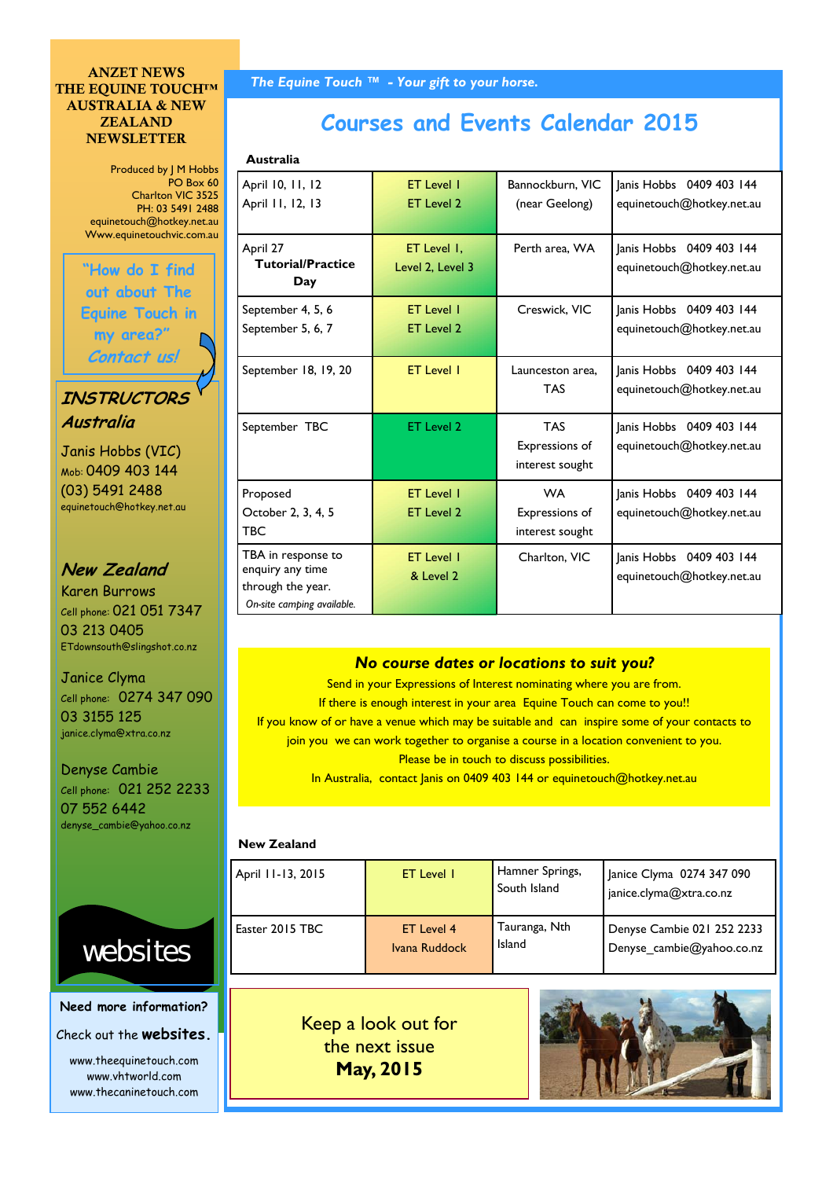**ANZET NEWS**
**THE EQUINE TOUCH™ AUSTRALIA & NEW ZEALAND NEWSLETTER**

Produced by J M Hobbs
PO Box 60
Charlton VIC 3525
PH: 03 5491 2488
equinetouch@hotkey.net.au
Www.equinetouchvic.com.au

"How do I find out The Equine Touch in my area?" *Contact us!*

## *INSTRUCTORS Australia*

Janis Hobbs (VIC)
Mob: 0409 403 144
(03) 5491 2488
equinetouch@hotkey.net.au

## *New Zealand*

Karen Burrows
Cell phone: 021 051 7347
03 213 0405
ETdownsouth@slingshot.co.nz

Janice Clyma
Cell phone: 0274 347 090
03 3155 125
janice.clyma@xtra.co.nz

Denyse Cambie
Cell phone: 021 252 2233
07 552 6442
denyse_cambie@yahoo.co.nz

websites

**Need more information?**

Check out the **websites.**

www.theequinetouch.com
www.vhtworld.com
www.thecaninetouch.com

*The Equine Touch ™ - Your gift to your horse.*

# Courses and Events Calendar 2015

**Australia**

| | | | |
|---|---|---|---|
| April 10, 11, 12<br>April 11, 12, 13 | ET Level 1<br>ET Level 2 | Bannockburn, VIC (near Geelong) | Janis Hobbs 0409 403 144 equinetouch@hotkey.net.au |
| April 27 **Tutorial/Practice Day** | ET Level 1, Level 2, Level 3 | Perth area, WA | Janis Hobbs 0409 403 144 equinetouch@hotkey.net.au |
| September 4, 5, 6<br>September 5, 6, 7 | ET Level 1<br>ET Level 2 | Creswick, VIC | Janis Hobbs 0409 403 144 equinetouch@hotkey.net.au |
| September 18, 19, 20 | ET Level 1 | Launceston area, TAS | Janis Hobbs 0409 403 144 equinetouch@hotkey.net.au |
| September TBC | ET Level 2 | TAS Expressions of interest sought | Janis Hobbs 0409 403 144 equinetouch@hotkey.net.au |
| Proposed October 2, 3, 4, 5 TBC | ET Level 1<br>ET Level 2 | WA Expressions of interest sought | Janis Hobbs 0409 403 144 equinetouch@hotkey.net.au |
| TBA in response to enquiry any time through the year. *On-site camping available.* | ET Level 1 & Level 2 | Charlton, VIC | Janis Hobbs 0409 403 144 equinetouch@hotkey.net.au |

### *No course dates or locations to suit you?*

Send in your Expressions of Interest nominating where you are from.
If there is enough interest in your area Equine Touch can come to you!!
If you know of or have a venue which may be suitable and can inspire some of your contacts to join you we can work together to organise a course in a location convenient to you.
Please be in touch to discuss possibilities.
In Australia, contact Janis on 0409 403 144 or equinetouch@hotkey.net.au

**New Zealand**

| | | | |
|---|---|---|---|
| April 11-13, 2015 | ET Level 1 | Hamner Springs, South Island | Janice Clyma 0274 347 090 janice.clyma@xtra.co.nz |
| Easter 2015 TBC | ET Level 4 Ivana Ruddock | Tauranga, Nth Island | Denyse Cambie 021 252 2233 Denyse_cambie@yahoo.co.nz |

Keep a look out for the next issue
**May, 2015**